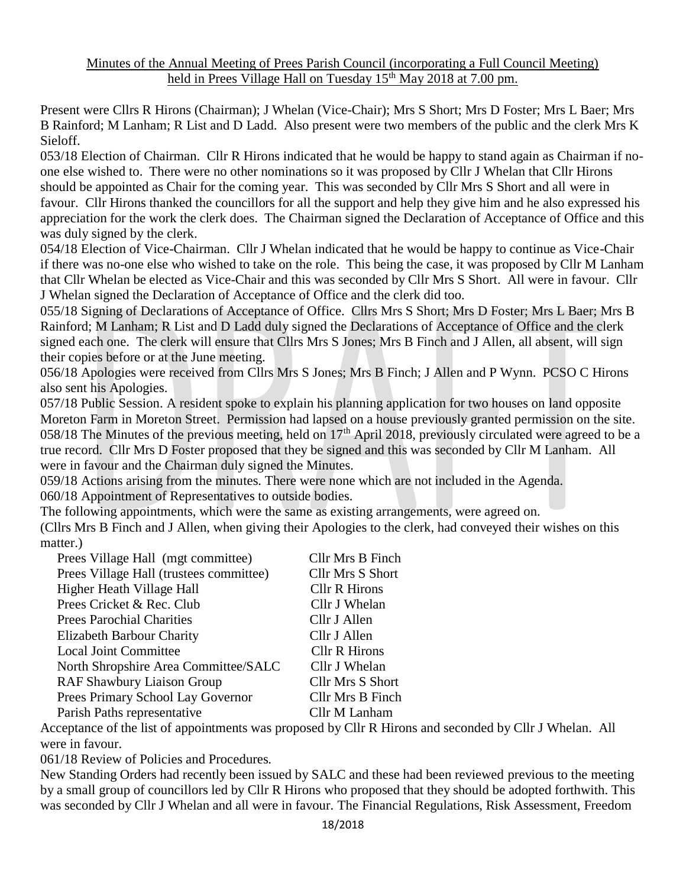Minutes of the Annual Meeting of Prees Parish Council (incorporating a Full Council Meeting) held in Prees Village Hall on Tuesday 15th May 2018 at 7.00 pm.

Present were Cllrs R Hirons (Chairman); J Whelan (Vice-Chair); Mrs S Short; Mrs D Foster; Mrs L Baer; Mrs B Rainford; M Lanham; R List and D Ladd. Also present were two members of the public and the clerk Mrs K Sieloff.

053/18 Election of Chairman. Cllr R Hirons indicated that he would be happy to stand again as Chairman if no-one else wished to. There were no other nominations so it was proposed by Cllr J Whelan that Cllr Hirons should be appointed as Chair for the coming year. This was seconded by Cllr Mrs S Short and all were in favour. Cllr Hirons thanked the councillors for all the support and help they give him and he also expressed his appreciation for the work the clerk does. The Chairman signed the Declaration of Acceptance of Office and this was duly signed by the clerk.

054/18 Election of Vice-Chairman. Cllr J Whelan indicated that he would be happy to continue as Vice-Chair if there was no-one else who wished to take on the role. This being the case, it was proposed by Cllr M Lanham that Cllr Whelan be elected as Vice-Chair and this was seconded by Cllr Mrs S Short. All were in favour. Cllr J Whelan signed the Declaration of Acceptance of Office and the clerk did too.

055/18 Signing of Declarations of Acceptance of Office. Cllrs Mrs S Short; Mrs D Foster; Mrs L Baer; Mrs B Rainford; M Lanham; R List and D Ladd duly signed the Declarations of Acceptance of Office and the clerk signed each one. The clerk will ensure that Cllrs Mrs S Jones; Mrs B Finch and J Allen, all absent, will sign their copies before or at the June meeting.

056/18 Apologies were received from Cllrs Mrs S Jones; Mrs B Finch; J Allen and P Wynn. PCSO C Hirons also sent his Apologies.

057/18 Public Session. A resident spoke to explain his planning application for two houses on land opposite Moreton Farm in Moreton Street. Permission had lapsed on a house previously granted permission on the site.

058/18 The Minutes of the previous meeting, held on 17th April 2018, previously circulated were agreed to be a true record. Cllr Mrs D Foster proposed that they be signed and this was seconded by Cllr M Lanham. All were in favour and the Chairman duly signed the Minutes.

059/18 Actions arising from the minutes. There were none which are not included in the Agenda.

060/18 Appointment of Representatives to outside bodies.

The following appointments, which were the same as existing arrangements, were agreed on.

(Cllrs Mrs B Finch and J Allen, when giving their Apologies to the clerk, had conveyed their wishes on this matter.)

| | |
|---|---|
| Prees Village Hall (mgt committee) | Cllr Mrs B Finch |
| Prees Village Hall (trustees committee) | Cllr Mrs S Short |
| Higher Heath Village Hall | Cllr R Hirons |
| Prees Cricket & Rec. Club | Cllr J Whelan |
| Prees Parochial Charities | Cllr J Allen |
| Elizabeth Barbour Charity | Cllr J Allen |
| Local Joint Committee | Cllr R Hirons |
| North Shropshire Area Committee/SALC | Cllr J Whelan |
| RAF Shawbury Liaison Group | Cllr Mrs S Short |
| Prees Primary School Lay Governor | Cllr Mrs B Finch |
| Parish Paths representative | Cllr M Lanham |

Acceptance of the list of appointments was proposed by Cllr R Hirons and seconded by Cllr J Whelan. All were in favour.

061/18 Review of Policies and Procedures.

New Standing Orders had recently been issued by SALC and these had been reviewed previous to the meeting by a small group of councillors led by Cllr R Hirons who proposed that they should be adopted forthwith. This was seconded by Cllr J Whelan and all were in favour. The Financial Regulations, Risk Assessment, Freedom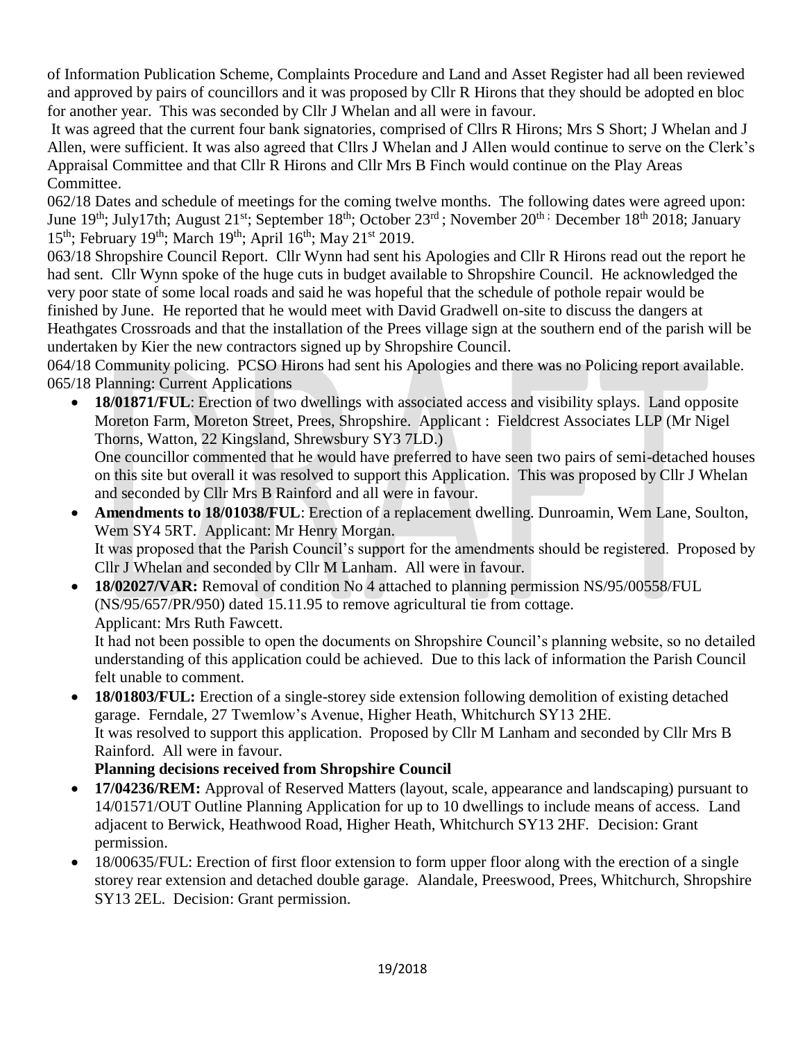of Information Publication Scheme, Complaints Procedure and Land and Asset Register had all been reviewed and approved by pairs of councillors and it was proposed by Cllr R Hirons that they should be adopted en bloc for another year. This was seconded by Cllr J Whelan and all were in favour.

It was agreed that the current four bank signatories, comprised of Cllrs R Hirons; Mrs S Short; J Whelan and J Allen, were sufficient. It was also agreed that Cllrs J Whelan and J Allen would continue to serve on the Clerk's Appraisal Committee and that Cllr R Hirons and Cllr Mrs B Finch would continue on the Play Areas Committee.

062/18 Dates and schedule of meetings for the coming twelve months. The following dates were agreed upon: June 19th; July17th; August 21st; September 18th; October 23rd ; November 20th ; December 18th 2018; January 15th; February 19th; March 19th; April 16th; May 21st 2019.

063/18 Shropshire Council Report. Cllr Wynn had sent his Apologies and Cllr R Hirons read out the report he had sent. Cllr Wynn spoke of the huge cuts in budget available to Shropshire Council. He acknowledged the very poor state of some local roads and said he was hopeful that the schedule of pothole repair would be finished by June. He reported that he would meet with David Gradwell on-site to discuss the dangers at Heathgates Crossroads and that the installation of the Prees village sign at the southern end of the parish will be undertaken by Kier the new contractors signed up by Shropshire Council.

064/18 Community policing. PCSO Hirons had sent his Apologies and there was no Policing report available.

065/18 Planning: Current Applications

- **18/01871/FUL**: Erection of two dwellings with associated access and visibility splays. Land opposite Moreton Farm, Moreton Street, Prees, Shropshire. Applicant : Fieldcrest Associates LLP (Mr Nigel Thorns, Watton, 22 Kingsland, Shrewsbury SY3 7LD.)
  One councillor commented that he would have preferred to have seen two pairs of semi-detached houses on this site but overall it was resolved to support this Application. This was proposed by Cllr J Whelan and seconded by Cllr Mrs B Rainford and all were in favour.
- **Amendments to 18/01038/FUL**: Erection of a replacement dwelling. Dunroamin, Wem Lane, Soulton, Wem SY4 5RT. Applicant: Mr Henry Morgan.
  It was proposed that the Parish Council's support for the amendments should be registered. Proposed by Cllr J Whelan and seconded by Cllr M Lanham. All were in favour.
- **18/02027/VAR:** Removal of condition No 4 attached to planning permission NS/95/00558/FUL (NS/95/657/PR/950) dated 15.11.95 to remove agricultural tie from cottage.
  Applicant: Mrs Ruth Fawcett.
  It had not been possible to open the documents on Shropshire Council's planning website, so no detailed understanding of this application could be achieved. Due to this lack of information the Parish Council felt unable to comment.
- **18/01803/FUL:** Erection of a single-storey side extension following demolition of existing detached garage. Ferndale, 27 Twemlow's Avenue, Higher Heath, Whitchurch SY13 2HE.
  It was resolved to support this application. Proposed by Cllr M Lanham and seconded by Cllr Mrs B Rainford. All were in favour.

**Planning decisions received from Shropshire Council**

- **17/04236/REM:** Approval of Reserved Matters (layout, scale, appearance and landscaping) pursuant to 14/01571/OUT Outline Planning Application for up to 10 dwellings to include means of access. Land adjacent to Berwick, Heathwood Road, Higher Heath, Whitchurch SY13 2HF. Decision: Grant permission.
- 18/00635/FUL: Erection of first floor extension to form upper floor along with the erection of a single storey rear extension and detached double garage. Alandale, Preeswood, Prees, Whitchurch, Shropshire SY13 2EL. Decision: Grant permission.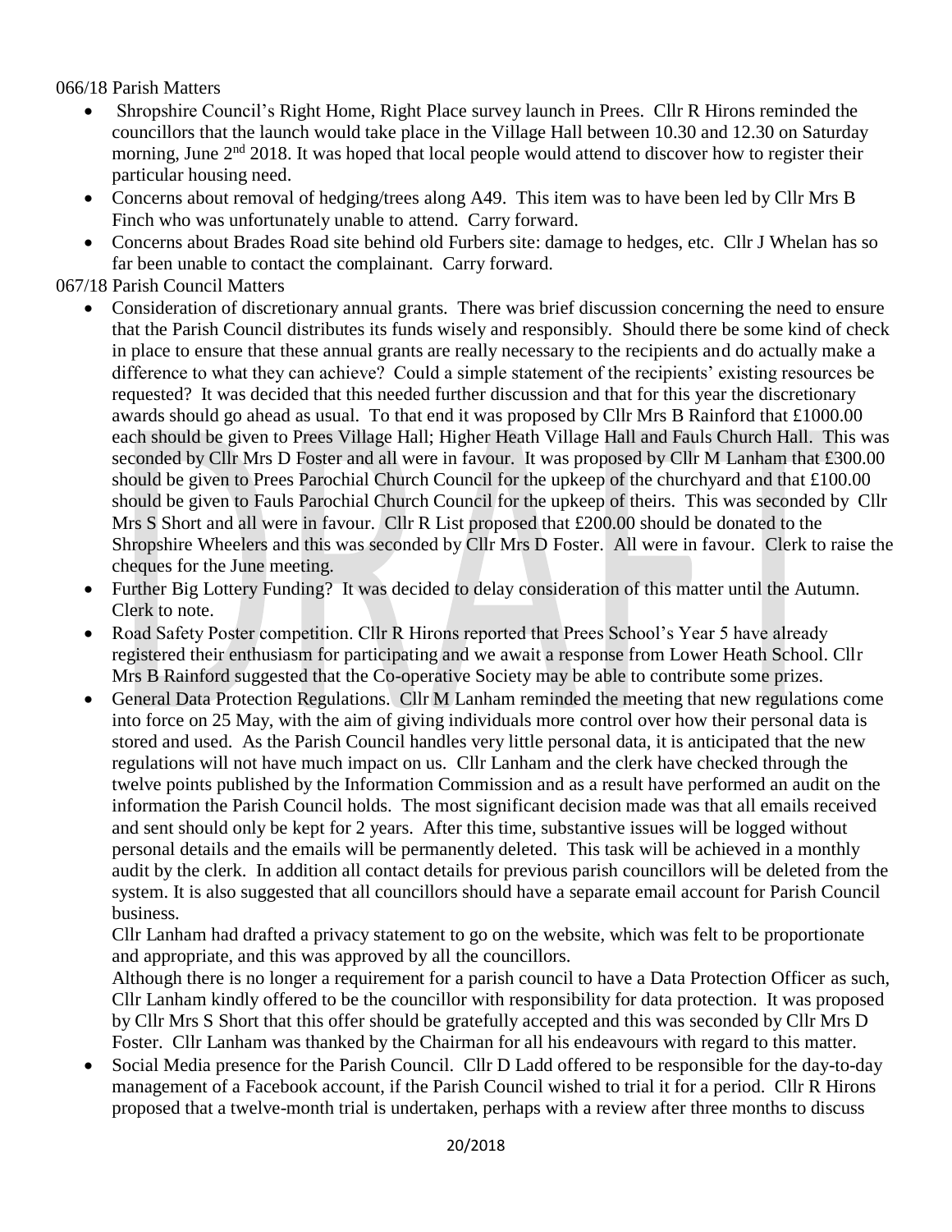066/18 Parish Matters

- Shropshire Council's Right Home, Right Place survey launch in Prees. Cllr R Hirons reminded the councillors that the launch would take place in the Village Hall between 10.30 and 12.30 on Saturday morning, June 2nd 2018. It was hoped that local people would attend to discover how to register their particular housing need.
- Concerns about removal of hedging/trees along A49. This item was to have been led by Cllr Mrs B Finch who was unfortunately unable to attend. Carry forward.
- Concerns about Brades Road site behind old Furbers site: damage to hedges, etc. Cllr J Whelan has so far been unable to contact the complainant. Carry forward.

067/18 Parish Council Matters

- Consideration of discretionary annual grants. There was brief discussion concerning the need to ensure that the Parish Council distributes its funds wisely and responsibly. Should there be some kind of check in place to ensure that these annual grants are really necessary to the recipients and do actually make a difference to what they can achieve? Could a simple statement of the recipients' existing resources be requested? It was decided that this needed further discussion and that for this year the discretionary awards should go ahead as usual. To that end it was proposed by Cllr Mrs B Rainford that £1000.00 each should be given to Prees Village Hall; Higher Heath Village Hall and Fauls Church Hall. This was seconded by Cllr Mrs D Foster and all were in favour. It was proposed by Cllr M Lanham that £300.00 should be given to Prees Parochial Church Council for the upkeep of the churchyard and that £100.00 should be given to Fauls Parochial Church Council for the upkeep of theirs. This was seconded by Cllr Mrs S Short and all were in favour. Cllr R List proposed that £200.00 should be donated to the Shropshire Wheelers and this was seconded by Cllr Mrs D Foster. All were in favour. Clerk to raise the cheques for the June meeting.
- Further Big Lottery Funding? It was decided to delay consideration of this matter until the Autumn. Clerk to note.
- Road Safety Poster competition. Cllr R Hirons reported that Prees School's Year 5 have already registered their enthusiasm for participating and we await a response from Lower Heath School. Cllr Mrs B Rainford suggested that the Co-operative Society may be able to contribute some prizes.
- General Data Protection Regulations. Cllr M Lanham reminded the meeting that new regulations come into force on 25 May, with the aim of giving individuals more control over how their personal data is stored and used. As the Parish Council handles very little personal data, it is anticipated that the new regulations will not have much impact on us. Cllr Lanham and the clerk have checked through the twelve points published by the Information Commission and as a result have performed an audit on the information the Parish Council holds. The most significant decision made was that all emails received and sent should only be kept for 2 years. After this time, substantive issues will be logged without personal details and the emails will be permanently deleted. This task will be achieved in a monthly audit by the clerk. In addition all contact details for previous parish councillors will be deleted from the system. It is also suggested that all councillors should have a separate email account for Parish Council business.

  Cllr Lanham had drafted a privacy statement to go on the website, which was felt to be proportionate and appropriate, and this was approved by all the councillors.

  Although there is no longer a requirement for a parish council to have a Data Protection Officer as such, Cllr Lanham kindly offered to be the councillor with responsibility for data protection. It was proposed by Cllr Mrs S Short that this offer should be gratefully accepted and this was seconded by Cllr Mrs D Foster. Cllr Lanham was thanked by the Chairman for all his endeavours with regard to this matter.
- Social Media presence for the Parish Council. Cllr D Ladd offered to be responsible for the day-to-day management of a Facebook account, if the Parish Council wished to trial it for a period. Cllr R Hirons proposed that a twelve-month trial is undertaken, perhaps with a review after three months to discuss

20/2018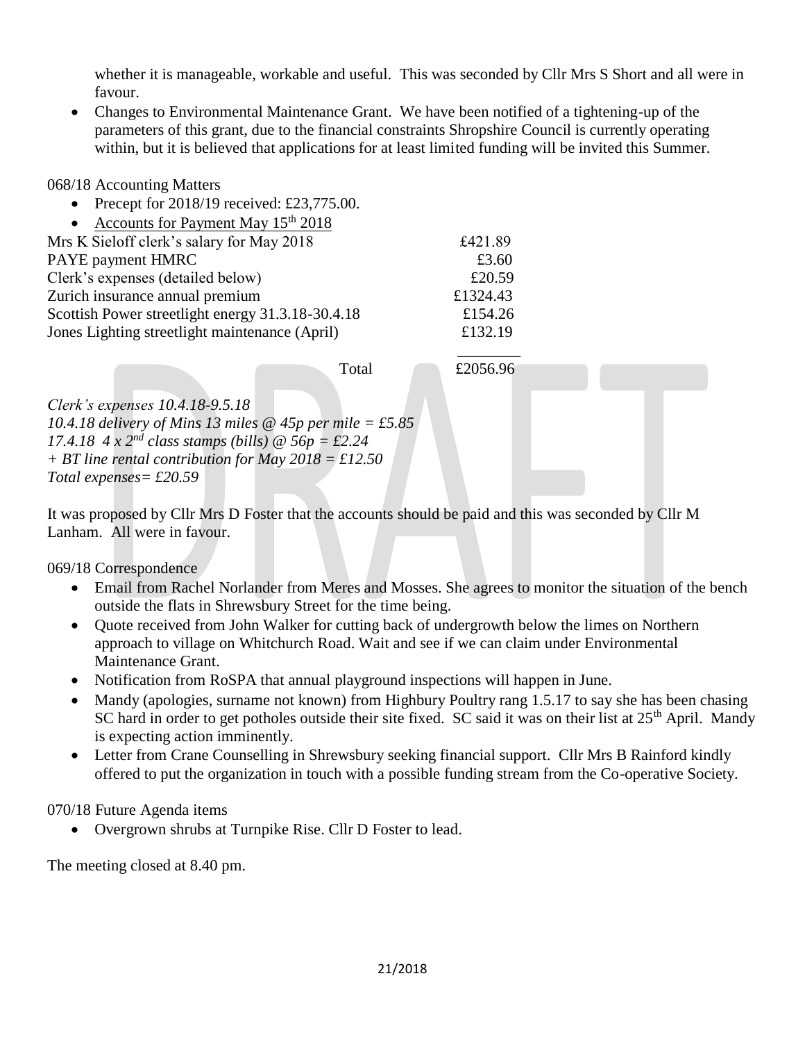whether it is manageable, workable and useful. This was seconded by Cllr Mrs S Short and all were in favour.

- Changes to Environmental Maintenance Grant. We have been notified of a tightening-up of the parameters of this grant, due to the financial constraints Shropshire Council is currently operating within, but it is believed that applications for at least limited funding will be invited this Summer.

068/18 Accounting Matters

- Precept for 2018/19 received: £23,775.00.
- Accounts for Payment May 15th 2018

| | |
|---|---|
| Mrs K Sieloff clerk's salary for May 2018 | £421.89 |
| PAYE payment HMRC | £3.60 |
| Clerk's expenses (detailed below) | £20.59 |
| Zurich insurance annual premium | £1324.43 |
| Scottish Power streetlight energy 31.3.18-30.4.18 | £154.26 |
| Jones Lighting streetlight maintenance (April) | £132.19 |
| Total | £2056.96 |

*Clerk's expenses 10.4.18-9.5.18*
*10.4.18 delivery of Mins 13 miles @ 45p per mile = £5.85*
*17.4.18 4 x 2nd class stamps (bills) @ 56p = £2.24*
*+ BT line rental contribution for May 2018 = £12.50*
*Total expenses= £20.59*

It was proposed by Cllr Mrs D Foster that the accounts should be paid and this was seconded by Cllr M Lanham. All were in favour.

069/18 Correspondence

- Email from Rachel Norlander from Meres and Mosses. She agrees to monitor the situation of the bench outside the flats in Shrewsbury Street for the time being.
- Quote received from John Walker for cutting back of undergrowth below the limes on Northern approach to village on Whitchurch Road. Wait and see if we can claim under Environmental Maintenance Grant.
- Notification from RoSPA that annual playground inspections will happen in June.
- Mandy (apologies, surname not known) from Highbury Poultry rang 1.5.17 to say she has been chasing SC hard in order to get potholes outside their site fixed. SC said it was on their list at 25th April. Mandy is expecting action imminently.
- Letter from Crane Counselling in Shrewsbury seeking financial support. Cllr Mrs B Rainford kindly offered to put the organization in touch with a possible funding stream from the Co-operative Society.

070/18 Future Agenda items

- Overgrown shrubs at Turnpike Rise. Cllr D Foster to lead.

The meeting closed at 8.40 pm.

21/2018